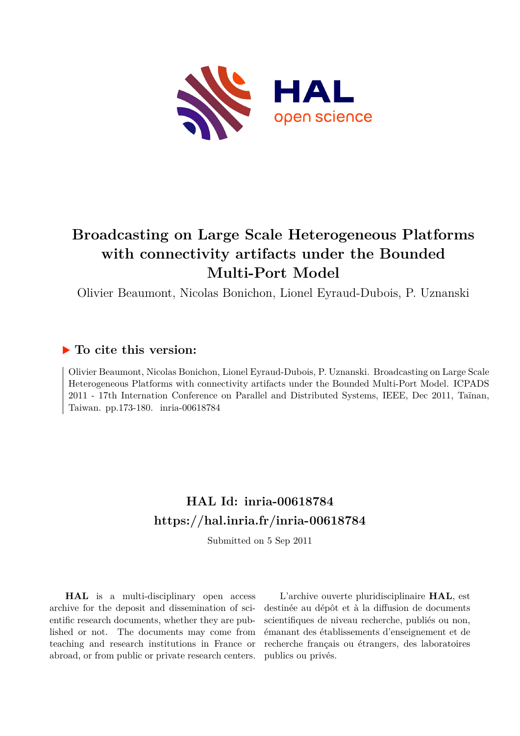# Broadcasting on Large Scale Heterogeneous Platforms with connectivity artifacts under the Bounded Multi-Port Model

Olivier Beaumont, Nicolas Bonichon, Lionel Eyraud-Dubois, P. Uznanski

## ▶ To cite this version:

Olivier Beaumont, Nicolas Bonichon, Lionel Eyraud-Dubois, P. Uznanski. Broadcasting on Large Scale Heterogeneous Platforms with connectivity artifacts under the Bounded Multi-Port Model. ICPADS 2011 - 17th Internation Conference on Parallel and Distributed Systems, IEEE, Dec 2011, Taïnan, Taiwan. pp.173-180. inria-00618784

## HAL Id: inria-00618784

## https://hal.inria.fr/inria-00618784

Submitted on 5 Sep 2011

**HAL** is a multi-disciplinary open access archive for the deposit and dissemination of scientific research documents, whether they are published or not. The documents may come from teaching and research institutions in France or abroad, or from public or private research centers.

L'archive ouverte pluridisciplinaire **HAL**, est destinée au dépôt et à la diffusion de documents scientifiques de niveau recherche, publiés ou non, émanant des établissements d'enseignement et de recherche français ou étrangers, des laboratoires publics ou privés.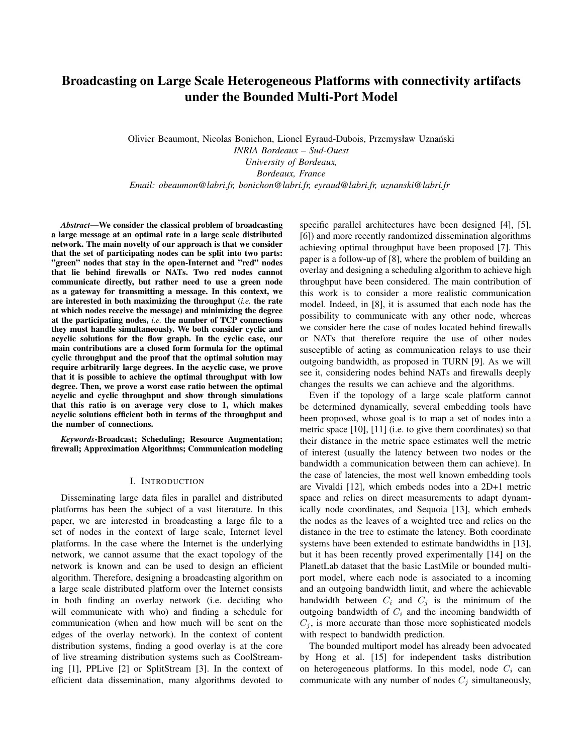# Broadcasting on Large Scale Heterogeneous Platforms with connectivity artifacts under the Bounded Multi-Port Model

Olivier Beaumont, Nicolas Bonichon, Lionel Eyraud-Dubois, Przemysław Uznański
*INRIA Bordeaux – Sud-Ouest*
*University of Bordeaux,*
*Bordeaux, France*
*Email: obeaumon@labri.fr, bonichon@labri.fr, eyraud@labri.fr, uznanski@labri.fr*

***Abstract*—We consider the classical problem of broadcasting a large message at an optimal rate in a large scale distributed network. The main novelty of our approach is that we consider that the set of participating nodes can be split into two parts: "green" nodes that stay in the open-Internet and "red" nodes that lie behind firewalls or NATs. Two red nodes cannot communicate directly, but rather need to use a green node as a gateway for transmitting a message. In this context, we are interested in both maximizing the throughput (*i.e.* the rate at which nodes receive the message) and minimizing the degree at the participating nodes, *i.e.* the number of TCP connections they must handle simultaneously. We both consider cyclic and acyclic solutions for the flow graph. In the cyclic case, our main contributions are a closed form formula for the optimal cyclic throughput and the proof that the optimal solution may require arbitrarily large degrees. In the acyclic case, we prove that it is possible to achieve the optimal throughput with low degree. Then, we prove a worst case ratio between the optimal acyclic and cyclic throughput and show through simulations that this ratio is on average very close to 1, which makes acyclic solutions efficient both in terms of the throughput and the number of connections.**

***Keywords*-Broadcast; Scheduling; Resource Augmentation; firewall; Approximation Algorithms; Communication modeling**

## I. Introduction

Disseminating large data files in parallel and distributed platforms has been the subject of a vast literature. In this paper, we are interested in broadcasting a large file to a set of nodes in the context of large scale, Internet level platforms. In the case where the Internet is the underlying network, we cannot assume that the exact topology of the network is known and can be used to design an efficient algorithm. Therefore, designing a broadcasting algorithm on a large scale distributed platform over the Internet consists in both finding an overlay network (i.e. deciding who will communicate with who) and finding a schedule for communication (when and how much will be sent on the edges of the overlay network). In the context of content distribution systems, finding a good overlay is at the core of live streaming distribution systems such as CoolStreaming [1], PPLive [2] or SplitStream [3]. In the context of efficient data dissemination, many algorithms devoted to specific parallel architectures have been designed [4], [5], [6]) and more recently randomized dissemination algorithms achieving optimal throughput have been proposed [7]. This paper is a follow-up of [8], where the problem of building an overlay and designing a scheduling algorithm to achieve high throughput have been considered. The main contribution of this work is to consider a more realistic communication model. Indeed, in [8], it is assumed that each node has the possibility to communicate with any other node, whereas we consider here the case of nodes located behind firewalls or NATs that therefore require the use of other nodes susceptible of acting as communication relays to use their outgoing bandwidth, as proposed in TURN [9]. As we will see it, considering nodes behind NATs and firewalls deeply changes the results we can achieve and the algorithms.

Even if the topology of a large scale platform cannot be determined dynamically, several embedding tools have been proposed, whose goal is to map a set of nodes into a metric space [10], [11] (i.e. to give them coordinates) so that their distance in the metric space estimates well the metric of interest (usually the latency between two nodes or the bandwidth a communication between them can achieve). In the case of latencies, the most well known embedding tools are Vivaldi [12], which embeds nodes into a 2D+1 metric space and relies on direct measurements to adapt dynamically node coordinates, and Sequoia [13], which embeds the nodes as the leaves of a weighted tree and relies on the distance in the tree to estimate the latency. Both coordinate systems have been extended to estimate bandwidths in [13], but it has been recently proved experimentally [14] on the PlanetLab dataset that the basic LastMile or bounded multi-port model, where each node is associated to a incoming and an outgoing bandwidth limit, and where the achievable bandwidth between $C_i$ and $C_j$ is the minimum of the outgoing bandwidth of $C_i$ and the incoming bandwidth of $C_j$, is more accurate than those more sophisticated models with respect to bandwidth prediction.

The bounded multiport model has already been advocated by Hong et al. [15] for independent tasks distribution on heterogeneous platforms. In this model, node $C_i$ can communicate with any number of nodes $C_j$ simultaneously,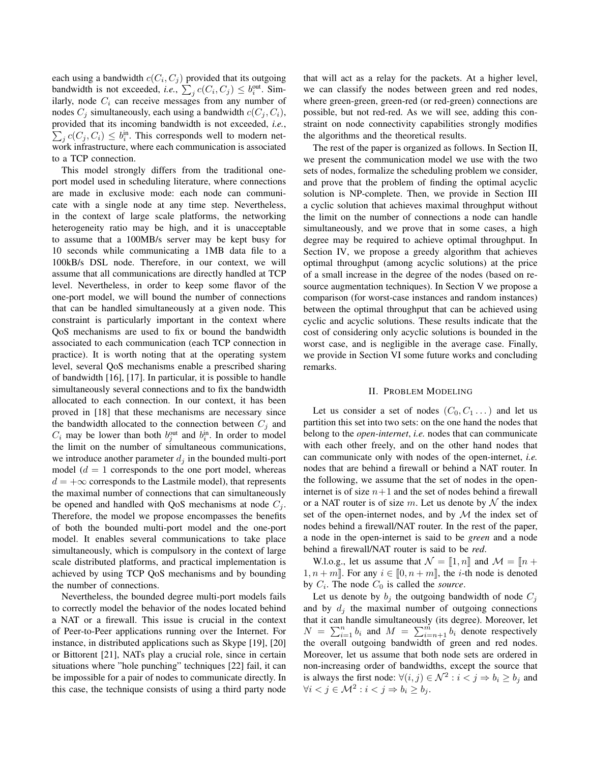each using a bandwidth $c(C_i, C_j)$ provided that its outgoing bandwidth is not exceeded, *i.e.*, $\sum_j c(C_i, C_j) \leq b_i^{\text{out}}$. Similarly, node $C_i$ can receive messages from any number of nodes $C_j$ simultaneously, each using a bandwidth $c(C_j, C_i)$, provided that its incoming bandwidth is not exceeded, *i.e.*, $\sum_j c(C_j, C_i) \leq b_i^{\text{in}}$. This corresponds well to modern network infrastructure, where each communication is associated to a TCP connection.

This model strongly differs from the traditional one-port model used in scheduling literature, where connections are made in exclusive mode: each node can communicate with a single node at any time step. Nevertheless, in the context of large scale platforms, the networking heterogeneity ratio may be high, and it is unacceptable to assume that a 100MB/s server may be kept busy for 10 seconds while communicating a 1MB data file to a 100kB/s DSL node. Therefore, in our context, we will assume that all communications are directly handled at TCP level. Nevertheless, in order to keep some flavor of the one-port model, we will bound the number of connections that can be handled simultaneously at a given node. This constraint is particularly important in the context where QoS mechanisms are used to fix or bound the bandwidth associated to each communication (each TCP connection in practice). It is worth noting that at the operating system level, several QoS mechanisms enable a prescribed sharing of bandwidth [16], [17]. In particular, it is possible to handle simultaneously several connections and to fix the bandwidth allocated to each connection. In our context, it has been proved in [18] that these mechanisms are necessary since the bandwidth allocated to the connection between $C_j$ and $C_i$ may be lower than both $b_j^{\text{out}}$ and $b_i^{\text{in}}$. In order to model the limit on the number of simultaneous communications, we introduce another parameter $d_j$ in the bounded multi-port model ($d = 1$ corresponds to the one port model, whereas $d = +\infty$ corresponds to the Lastmile model), that represents the maximal number of connections that can simultaneously be opened and handled with QoS mechanisms at node $C_j$. Therefore, the model we propose encompasses the benefits of both the bounded multi-port model and the one-port model. It enables several communications to take place simultaneously, which is compulsory in the context of large scale distributed platforms, and practical implementation is achieved by using TCP QoS mechanisms and by bounding the number of connections.

Nevertheless, the bounded degree multi-port models fails to correctly model the behavior of the nodes located behind a NAT or a firewall. This issue is crucial in the context of Peer-to-Peer applications running over the Internet. For instance, in distributed applications such as Skype [19], [20] or Bittorent [21], NATs play a crucial role, since in certain situations where "hole punching" techniques [22] fail, it can be impossible for a pair of nodes to communicate directly. In this case, the technique consists of using a third party node that will act as a relay for the packets. At a higher level, we can classify the nodes between green and red nodes, where green-green, green-red (or red-green) connections are possible, but not red-red. As we will see, adding this constraint on node connectivity capabilities strongly modifies the algorithms and the theoretical results.

The rest of the paper is organized as follows. In Section II, we present the communication model we use with the two sets of nodes, formalize the scheduling problem we consider, and prove that the problem of finding the optimal acyclic solution is NP-complete. Then, we provide in Section III a cyclic solution that achieves maximal throughput without the limit on the number of connections a node can handle simultaneously, and we prove that in some cases, a high degree may be required to achieve optimal throughput. In Section IV, we propose a greedy algorithm that achieves optimal throughput (among acyclic solutions) at the price of a small increase in the degree of the nodes (based on resource augmentation techniques). In Section V we propose a comparison (for worst-case instances and random instances) between the optimal throughput that can be achieved using cyclic and acyclic solutions. These results indicate that the cost of considering only acyclic solutions is bounded in the worst case, and is negligible in the average case. Finally, we provide in Section VI some future works and concluding remarks.

## II. Problem Modeling

Let us consider a set of nodes $(C_0, C_1 \dots)$ and let us partition this set into two sets: on the one hand the nodes that belong to the *open-internet*, *i.e.* nodes that can communicate with each other freely, and on the other hand nodes that can communicate only with nodes of the open-internet, *i.e.* nodes that are behind a firewall or behind a NAT router. In the following, we assume that the set of nodes in the open-internet is of size $n+1$ and the set of nodes behind a firewall or a NAT router is of size $m$. Let us denote by $\mathcal{N}$ the index set of the open-internet nodes, and by $\mathcal{M}$ the index set of nodes behind a firewall/NAT router. In the rest of the paper, a node in the open-internet is said to be *green* and a node behind a firewall/NAT router is said to be *red*.

W.l.o.g., let us assume that $\mathcal{N} = [\![1, n]\!]$ and $\mathcal{M} = [\![n+1, n+m]\!]$. For any $i \in [\![0, n+m]\!]$, the $i$-th node is denoted by $C_i$. The node $C_0$ is called the *source*.

Let us denote by $b_j$ the outgoing bandwidth of node $C_j$ and by $d_j$ the maximal number of outgoing connections that it can handle simultaneously (its degree). Moreover, let $N = \sum_{i=1}^{n} b_i$ and $M = \sum_{i=n+1}^{m} b_i$ denote respectively the overall outgoing bandwidth of green and red nodes. Moreover, let us assume that both node sets are ordered in non-increasing order of bandwidths, except the source that is always the first node: $\forall (i,j) \in \mathcal{N}^2 : i < j \Rightarrow b_i \geq b_j$ and $\forall i < j \in \mathcal{M}^2 : i < j \Rightarrow b_i \geq b_j$.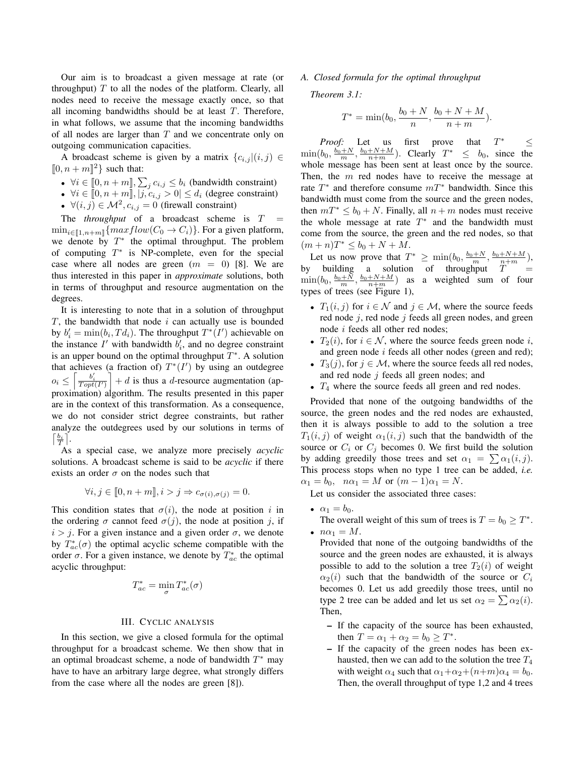Our aim is to broadcast a given message at rate (or throughput) $T$ to all the nodes of the platform. Clearly, all nodes need to receive the message exactly once, so that all incoming bandwidths should be at least $T$. Therefore, in what follows, we assume that the incoming bandwidths of all nodes are larger than $T$ and we concentrate only on outgoing communication capacities.

A broadcast scheme is given by a matrix $\{c_{i,j} | (i,j) \in [\![0, n+m]\!]^2\}$ such that:

- $\forall i \in [\![0, n+m]\!], \sum_j c_{i,j} \leq b_i$ (bandwidth constraint)
- $\forall i \in [\![0, n+m]\!], |j, c_{i,j} > 0| \leq d_i$ (degree constraint)
- $\forall (i,j) \in \mathcal{M}^2, c_{i,j} = 0$ (firewall constraint)

The *throughput* of a broadcast scheme is $T = \min_{i \in [\![1,n+m]\!]} \{maxflow(C_0 \to C_i)\}$. For a given platform, we denote by $T^*$ the optimal throughput. The problem of computing $T^*$ is NP-complete, even for the special case where all nodes are green ($m = 0$) [8]. We are thus interested in this paper in *approximate* solutions, both in terms of throughput and resource augmentation on the degrees.

It is interesting to note that in a solution of throughput $T$, the bandwidth that node $i$ can actually use is bounded by $b'_i = \min(b_i, T d_i)$. The throughput $T^*(I')$ achievable on the instance $I'$ with bandwidth $b'_i$, and no degree constraint is an upper bound on the optimal throughput $T^*$. A solution that achieves (a fraction of) $T^*(I')$ by using an outdegree $o_i \leq \left\lceil \frac{b'_i}{Topt(I')} \right\rceil + d$ is thus a $d$-resource augmentation (approximation) algorithm. The results presented in this paper are in the context of this transformation. As a consequence, we do not consider strict degree constraints, but rather analyze the outdegrees used by our solutions in terms of $\left\lceil \frac{b_i}{T} \right\rceil$.

As a special case, we analyze more precisely *acyclic* solutions. A broadcast scheme is said to be *acyclic* if there exists an order $\sigma$ on the nodes such that

$$\forall i, j \in [\![0, n+m]\!], i > j \Rightarrow c_{\sigma(i),\sigma(j)} = 0.$$

This condition states that $\sigma(i)$, the node at position $i$ in the ordering $\sigma$ cannot feed $\sigma(j)$, the node at position $j$, if $i > j$. For a given instance and a given order $\sigma$, we denote by $T^*_{ac}(\sigma)$ the optimal acyclic scheme compatible with the order $\sigma$. For a given instance, we denote by $T^*_{ac}$ the optimal acyclic throughput:

$$T^*_{ac} = \min_{\sigma} T^*_{ac}(\sigma)$$

## III. Cyclic analysis

In this section, we give a closed formula for the optimal throughput for a broadcast scheme. We then show that in an optimal broadcast scheme, a node of bandwidth $T^*$ may have to have an arbitrary large degree, what strongly differs from the case where all the nodes are green [8]).

### A. Closed formula for the optimal throughput

*Theorem 3.1:*

$$T^* = \min(b_0, \frac{b_0 + N}{n}, \frac{b_0 + N + M}{n+m}).$$

*Proof:* Let us first prove that $T^* \leq \min(b_0, \frac{b_0+N}{m}, \frac{b_0+N+M}{n+m})$. Clearly $T^* \leq b_0$, since the whole message has been sent at least once by the source. Then, the $m$ red nodes have to receive the message at rate $T^*$ and therefore consume $mT^*$ bandwidth. Since this bandwidth must come from the source and the green nodes, then $mT^* \leq b_0 + N$. Finally, all $n+m$ nodes must receive the whole message at rate $T^*$ and the bandwidth must come from the source, the green and the red nodes, so that $(m+n)T^* \leq b_0 + N + M$.

Let us now prove that $T^* \geq \min(b_0, \frac{b_0+N}{m}, \frac{b_0+N+M}{n+m})$, by building a solution of throughput $T = \min(b_0, \frac{b_0+N}{m}, \frac{b_0+N+M}{n+m})$ as a weighted sum of four types of trees (see Figure 1),

- $T_1(i,j)$ for $i \in \mathcal{N}$ and $j \in \mathcal{M}$, where the source feeds red node $j$, red node $j$ feeds all green nodes, and green node $i$ feeds all other red nodes;
- $T_2(i)$, for $i \in \mathcal{N}$, where the source feeds green node $i$, and green node $i$ feeds all other nodes (green and red);
- $T_3(j)$, for $j \in \mathcal{M}$, where the source feeds all red nodes, and red node $j$ feeds all green nodes; and
- $T_4$ where the source feeds all green and red nodes.

Provided that none of the outgoing bandwidths of the source, the green nodes and the red nodes are exhausted, then it is always possible to add to the solution a tree $T_1(i,j)$ of weight $\alpha_1(i,j)$ such that the bandwidth of the source or $C_i$ or $C_j$ becomes 0. We first build the solution by adding greedily those trees and set $\alpha_1 = \sum \alpha_1(i,j)$. This process stops when no type 1 tree can be added, *i.e.* $\alpha_1 = b_0, \quad n\alpha_1 = M$ or $(m-1)\alpha_1 = N$.

Let us consider the associated three cases:

- $\alpha_1 = b_0$.
  The overall weight of this sum of trees is $T = b_0 \geq T^*$.
- $n\alpha_1 = M$.
  Provided that none of the outgoing bandwidths of the source and the green nodes are exhausted, it is always possible to add to the solution a tree $T_2(i)$ of weight $\alpha_2(i)$ such that the bandwidth of the source or $C_i$ becomes 0. Let us add greedily those trees, until no type 2 tree can be added and let us set $\alpha_2 = \sum \alpha_2(i)$. Then,
  - If the capacity of the source has been exhausted, then $T = \alpha_1 + \alpha_2 = b_0 \geq T^*$.
  - If the capacity of the green nodes has been exhausted, then we can add to the solution the tree $T_4$ with weight $\alpha_4$ such that $\alpha_1 + \alpha_2 + (n+m)\alpha_4 = b_0$. Then, the overall throughput of type 1,2 and 4 trees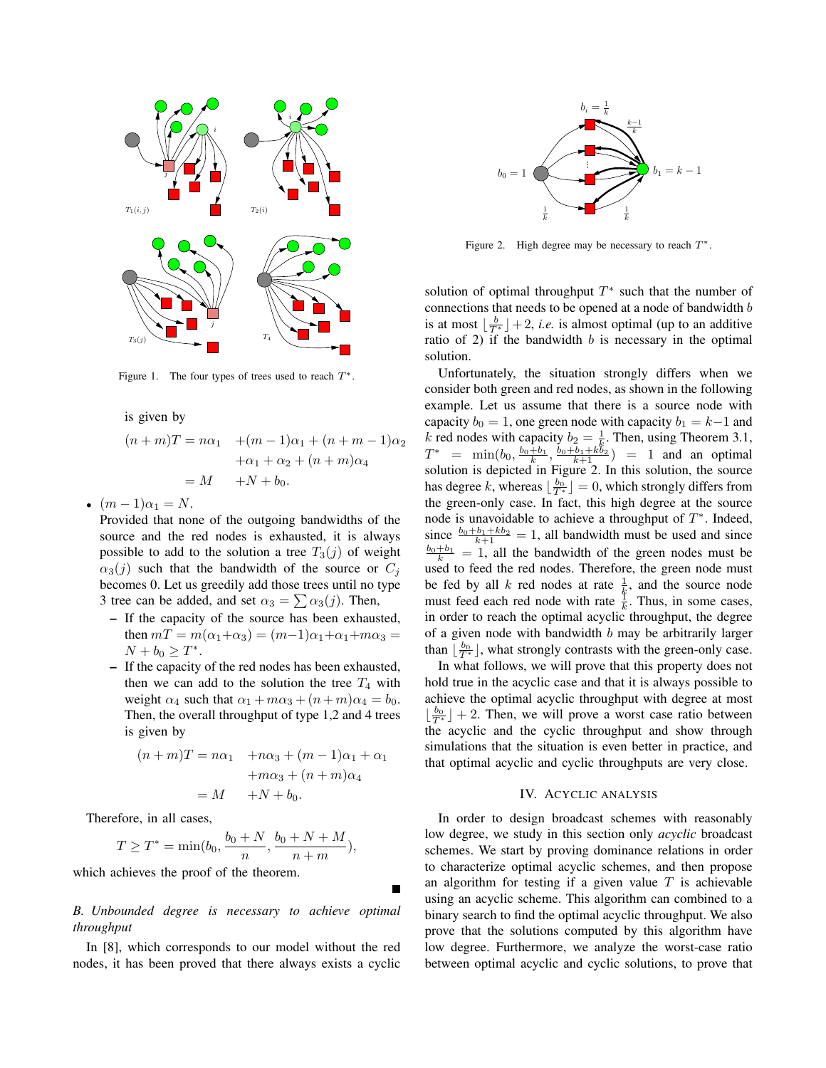Figure 1. The four types of trees used to reach $T^*$.

is given by

$$
\begin{aligned}
(n+m)T = n\alpha_1 \quad &+(m-1)\alpha_1 + (n+m-1)\alpha_2 \\
&+\alpha_1 + \alpha_2 + (n+m)\alpha_4 \\
= M \quad &+N + b_0.
\end{aligned}
$$

- $(m-1)\alpha_1 = N$.
  Provided that none of the outgoing bandwidths of the source and the red nodes is exhausted, it is always possible to add to the solution a tree $T_3(j)$ of weight $\alpha_3(j)$ such that the bandwidth of the source or $C_j$ becomes 0. Let us greedily add those trees until no type 3 tree can be added, and set $\alpha_3 = \sum \alpha_3(j)$. Then,
  - If the capacity of the source has been exhausted, then $mT = m(\alpha_1 + \alpha_3) = (m-1)\alpha_1 + \alpha_1 + m\alpha_3 = N + b_0 \geq T^*$.
  - If the capacity of the red nodes has been exhausted, then we can add to the solution the tree $T_4$ with weight $\alpha_4$ such that $\alpha_1 + m\alpha_3 + (n+m)\alpha_4 = b_0$. Then, the overall throughput of type 1,2 and 4 trees is given by

$$
\begin{aligned}
(n+m)T = n\alpha_1 \quad &+n\alpha_3 + (m-1)\alpha_1 + \alpha_1 \\
&+m\alpha_3 + (n+m)\alpha_4 \\
= M \quad &+N + b_0.
\end{aligned}
$$

Therefore, in all cases,

$$
T \geq T^* = \min(b_0, \frac{b_0 + N}{n}, \frac{b_0 + N + M}{n+m}),
$$

which achieves the proof of the theorem. ■

### *B. Unbounded degree is necessary to achieve optimal throughput*

In [8], which corresponds to our model without the red nodes, it has been proved that there always exists a cyclic solution of optimal throughput $T^*$ such that the number of connections that needs to be opened at a node of bandwidth $b$ is at most $\lfloor \frac{b}{T^*} \rfloor + 2$, *i.e.* is almost optimal (up to an additive ratio of 2) if the bandwidth $b$ is necessary in the optimal solution.

Figure 2. High degree may be necessary to reach $T^*$.

Unfortunately, the situation strongly differs when we consider both green and red nodes, as shown in the following example. Let us assume that there is a source node with capacity $b_0 = 1$, one green node with capacity $b_1 = k-1$ and $k$ red nodes with capacity $b_2 = \frac{1}{k}$. Then, using Theorem 3.1, $T^* = \min(b_0, \frac{b_0+b_1}{k}, \frac{b_0+b_1+kb_2}{k+1}) = 1$ and an optimal solution is depicted in Figure 2. In this solution, the source has degree $k$, whereas $\lfloor \frac{b_0}{T^*} \rfloor = 0$, which strongly differs from the green-only case. In fact, this high degree at the source node is unavoidable to achieve a throughput of $T^*$. Indeed, since $\frac{b_0+b_1+kb_2}{k+1} = 1$, all bandwidth must be used and since $\frac{b_0+b_1}{k} = 1$, all the bandwidth of the green nodes must be used to feed the red nodes. Therefore, the green node must be fed by all $k$ red nodes at rate $\frac{1}{k}$, and the source node must feed each red node with rate $\frac{1}{k}$. Thus, in some cases, in order to reach the optimal acyclic throughput, the degree of a given node with bandwidth $b$ may be arbitrarily larger than $\lfloor \frac{b_0}{T^*} \rfloor$, what strongly contrasts with the green-only case.

In what follows, we will prove that this property does not hold true in the acyclic case and that it is always possible to achieve the optimal acyclic throughput with degree at most $\lfloor \frac{b_0}{T^*} \rfloor + 2$. Then, we will prove a worst case ratio between the acyclic and the cyclic throughput and show through simulations that the situation is even better in practice, and that optimal acyclic and cyclic throughputs are very close.

## IV. Acyclic analysis

In order to design broadcast schemes with reasonably low degree, we study in this section only *acyclic* broadcast schemes. We start by proving dominance relations in order to characterize optimal acyclic schemes, and then propose an algorithm for testing if a given value $T$ is achievable using an acyclic scheme. This algorithm can combined to a binary search to find the optimal acyclic throughput. We also prove that the solutions computed by this algorithm have low degree. Furthermore, we analyze the worst-case ratio between optimal acyclic and cyclic solutions, to prove that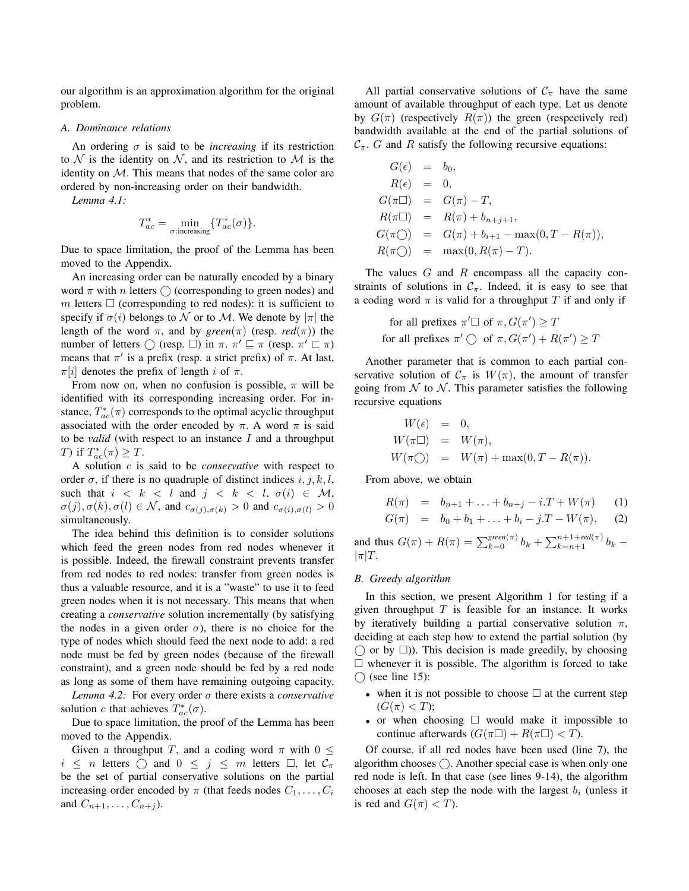our algorithm is an approximation algorithm for the original problem.

### A. Dominance relations

An ordering $\sigma$ is said to be *increasing* if its restriction to $\mathcal{N}$ is the identity on $\mathcal{N}$, and its restriction to $\mathcal{M}$ is the identity on $\mathcal{M}$. This means that nodes of the same color are ordered by non-increasing order on their bandwidth.

*Lemma 4.1:*

$$T^*_{ac} = \min_{\sigma:\text{increasing}} \{T^*_{ac}(\sigma)\}.$$

Due to space limitation, the proof of the Lemma has been moved to the Appendix.

An increasing order can be naturally encoded by a binary word $\pi$ with $n$ letters $\bigcirc$ (corresponding to green nodes) and $m$ letters $\square$ (corresponding to red nodes): it is sufficient to specify if $\sigma(i)$ belongs to $\mathcal{N}$ or to $\mathcal{M}$. We denote by $|\pi|$ the length of the word $\pi$, and by *green*($\pi$) (resp. *red*($\pi$)) the number of letters $\bigcirc$ (resp. $\square$) in $\pi$. $\pi' \sqsubseteq \pi$ (resp. $\pi' \sqsubset \pi$) means that $\pi'$ is a prefix (resp. a strict prefix) of $\pi$. At last, $\pi[i]$ denotes the prefix of length $i$ of $\pi$.

From now on, when no confusion is possible, $\pi$ will be identified with its corresponding increasing order. For instance, $T^*_{ac}(\pi)$ corresponds to the optimal acyclic throughput associated with the order encoded by $\pi$. A word $\pi$ is said to be *valid* (with respect to an instance $I$ and a throughput $T$) if $T^*_{ac}(\pi) \geq T$.

A solution $c$ is said to be *conservative* with respect to order $\sigma$, if there is no quadruple of distinct indices $i, j, k, l$, such that $i < k < l$ and $j < k < l$, $\sigma(i) \in \mathcal{M}$, $\sigma(j), \sigma(k), \sigma(l) \in \mathcal{N}$, and $c_{\sigma(j),\sigma(k)} > 0$ and $c_{\sigma(i),\sigma(l)} > 0$ simultaneously.

The idea behind this definition is to consider solutions which feed the green nodes from red nodes whenever it is possible. Indeed, the firewall constraint prevents transfer from red nodes to red nodes: transfer from green nodes is thus a valuable resource, and it is a "waste" to use it to feed green nodes when it is not necessary. This means that when creating a *conservative* solution incrementally (by satisfying the nodes in a given order $\sigma$), there is no choice for the type of nodes which should feed the next node to add: a red node must be fed by green nodes (because of the firewall constraint), and a green node should be fed by a red node as long as some of them have remaining outgoing capacity.

*Lemma 4.2:* For every order $\sigma$ there exists a *conservative* solution $c$ that achieves $T^*_{ac}(\sigma)$.

Due to space limitation, the proof of the Lemma has been moved to the Appendix.

Given a throughput $T$, and a coding word $\pi$ with $0 \leq i \leq n$ letters $\bigcirc$ and $0 \leq j \leq m$ letters $\square$, let $\mathcal{C}_\pi$ be the set of partial conservative solutions on the partial increasing order encoded by $\pi$ (that feeds nodes $C_1, \ldots, C_i$ and $C_{n+1}, \ldots, C_{n+j}$).

All partial conservative solutions of $\mathcal{C}_\pi$ have the same amount of available throughput of each type. Let us denote by $G(\pi)$ (respectively $R(\pi)$) the green (respectively red) bandwidth available at the end of the partial solutions of $\mathcal{C}_\pi$. $G$ and $R$ satisfy the following recursive equations:

$$\begin{aligned}
G(\epsilon) &= b_0, \\
R(\epsilon) &= 0, \\
G(\pi\square) &= G(\pi) - T, \\
R(\pi\square) &= R(\pi) + b_{n+j+1}, \\
G(\pi\bigcirc) &= G(\pi) + b_{i+1} - \max(0, T - R(\pi)), \\
R(\pi\bigcirc) &= \max(0, R(\pi) - T).
\end{aligned}$$

The values $G$ and $R$ encompass all the capacity constraints of solutions in $\mathcal{C}_\pi$. Indeed, it is easy to see that a coding word $\pi$ is valid for a throughput $T$ if and only if

$$\begin{aligned}
&\text{for all prefixes } \pi'\square \text{ of } \pi, G(\pi') \geq T \\
&\text{for all prefixes } \pi'\bigcirc \text{ of } \pi, G(\pi') + R(\pi') \geq T
\end{aligned}$$

Another parameter that is common to each partial conservative solution of $\mathcal{C}_\pi$ is $W(\pi)$, the amount of transfer going from $\mathcal{N}$ to $\mathcal{N}$. This parameter satisfies the following recursive equations

$$\begin{aligned}
W(\epsilon) &= 0, \\
W(\pi\square) &= W(\pi), \\
W(\pi\bigcirc) &= W(\pi) + \max(0, T - R(\pi)).
\end{aligned}$$

From above, we obtain

$$R(\pi) = b_{n+1} + \ldots + b_{n+j} - i.T + W(\pi) \qquad (1)$$

$$G(\pi) = b_0 + b_1 + \ldots + b_i - j.T - W(\pi), \qquad (2)$$

and thus $G(\pi) + R(\pi) = \sum_{k=0}^{green(\pi)} b_k + \sum_{k=n+1}^{n+1+red(\pi)} b_k - |\pi|T$.

### B. Greedy algorithm

In this section, we present Algorithm 1 for testing if a given throughput $T$ is feasible for an instance. It works by iteratively building a partial conservative solution $\pi$, deciding at each step how to extend the partial solution (by $\bigcirc$ or by $\square$)). This decision is made greedily, by choosing $\square$ whenever it is possible. The algorithm is forced to take $\bigcirc$ (see line 15):

- when it is not possible to choose $\square$ at the current step ($G(\pi) < T$);
- or when choosing $\square$ would make it impossible to continue afterwards ($G(\pi\square) + R(\pi\square) < T$).

Of course, if all red nodes have been used (line 7), the algorithm chooses $\bigcirc$. Another special case is when only one red node is left. In that case (see lines 9-14), the algorithm chooses at each step the node with the largest $b_i$ (unless it is red and $G(\pi) < T$).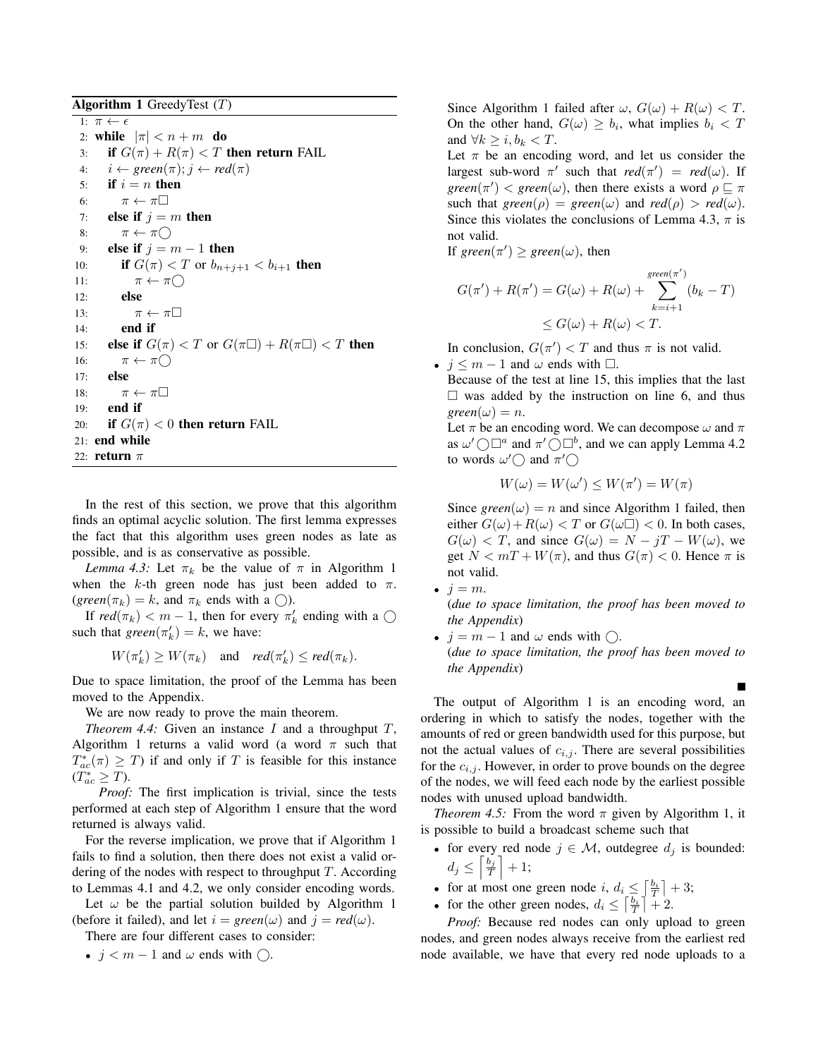**Algorithm 1** GreedyTest ($T$)

```
1: π ← ε
2: while |π| < n + m do
3:   if G(π) + R(π) < T then return FAIL
4:   i ← green(π); j ← red(π)
5:   if i = n then
6:     π ← π□
7:   else if j = m then
8:     π ← π◯
9:   else if j = m − 1 then
10:    if G(π) < T or b_{n+j+1} < b_{i+1} then
11:      π ← π◯
12:    else
13:      π ← π□
14:    end if
15:  else if G(π) < T or G(π□) + R(π□) < T then
16:    π ← π◯
17:  else
18:    π ← π□
19:  end if
20:  if G(π) < 0 then return FAIL
21: end while
22: return π
```

In the rest of this section, we prove that this algorithm finds an optimal acyclic solution. The first lemma expresses the fact that this algorithm uses green nodes as late as possible, and is as conservative as possible.

*Lemma 4.3:* Let $\pi_k$ be the value of $\pi$ in Algorithm 1 when the $k$-th green node has just been added to $\pi$. ($green(\pi_k) = k$, and $\pi_k$ ends with a $\bigcirc$).

If $red(\pi_k) < m - 1$, then for every $\pi'_k$ ending with a $\bigcirc$ such that $green(\pi'_k) = k$, we have:

$$W(\pi'_k) \geq W(\pi_k) \quad \text{and} \quad red(\pi'_k) \leq red(\pi_k).$$

Due to space limitation, the proof of the Lemma has been moved to the Appendix.

We are now ready to prove the main theorem.

*Theorem 4.4:* Given an instance $I$ and a throughput $T$, Algorithm 1 returns a valid word (a word $\pi$ such that $T^*_{ac}(\pi) \geq T$) if and only if $T$ is feasible for this instance ($T^*_{ac} \geq T$).

*Proof:* The first implication is trivial, since the tests performed at each step of Algorithm 1 ensure that the word returned is always valid.

For the reverse implication, we prove that if Algorithm 1 fails to find a solution, then there does not exist a valid ordering of the nodes with respect to throughput $T$. According to Lemmas 4.1 and 4.2, we only consider encoding words.

Let $\omega$ be the partial solution builded by Algorithm 1 (before it failed), and let $i = green(\omega)$ and $j = red(\omega)$.

There are four different cases to consider:

- $j < m - 1$ and $\omega$ ends with $\bigcirc$.

  Since Algorithm 1 failed after $\omega$, $G(\omega) + R(\omega) < T$. On the other hand, $G(\omega) \geq b_i$, what implies $b_i < T$ and $\forall k \geq i, b_k < T$.

  Let $\pi$ be an encoding word, and let us consider the largest sub-word $\pi'$ such that $red(\pi') = red(\omega)$. If $green(\pi') < green(\omega)$, then there exists a word $\rho \sqsubseteq \pi$ such that $green(\rho) = green(\omega)$ and $red(\rho) > red(\omega)$. Since this violates the conclusions of Lemma 4.3, $\pi$ is not valid.

  If $green(\pi') \geq green(\omega)$, then

  $$\begin{aligned} G(\pi') + R(\pi') &= G(\omega) + R(\omega) + \sum_{k=i+1}^{green(\pi')} (b_k - T) \\ &\leq G(\omega) + R(\omega) < T. \end{aligned}$$

  In conclusion, $G(\pi') < T$ and thus $\pi$ is not valid.

- $j \leq m - 1$ and $\omega$ ends with $\square$.

  Because of the test at line 15, this implies that the last $\square$ was added by the instruction on line 6, and thus $green(\omega) = n$.

  Let $\pi$ be an encoding word. We can decompose $\omega$ and $\pi$ as $\omega' \bigcirc \square^a$ and $\pi' \bigcirc \square^b$, and we can apply Lemma 4.2 to words $\omega' \bigcirc$ and $\pi' \bigcirc$

  $$W(\omega) = W(\omega') \leq W(\pi') = W(\pi)$$

  Since $green(\omega) = n$ and since Algorithm 1 failed, then either $G(\omega) + R(\omega) < T$ or $G(\omega\square) < 0$. In both cases, $G(\omega) < T$, and since $G(\omega) = N - jT - W(\omega)$, we get $N < mT + W(\pi)$, and thus $G(\pi) < 0$. Hence $\pi$ is not valid.

- $j = m$.

  (*due to space limitation, the proof has been moved to the Appendix*)

- $j = m - 1$ and $\omega$ ends with $\bigcirc$.

  (*due to space limitation, the proof has been moved to the Appendix*)

∎

The output of Algorithm 1 is an encoding word, an ordering in which to satisfy the nodes, together with the amounts of red or green bandwidth used for this purpose, but not the actual values of $c_{i,j}$. There are several possibilities for the $c_{i,j}$. However, in order to prove bounds on the degree of the nodes, we will feed each node by the earliest possible nodes with unused upload bandwidth.

*Theorem 4.5:* From the word $\pi$ given by Algorithm 1, it is possible to build a broadcast scheme such that

- for every red node $j \in \mathcal{M}$, outdegree $d_j$ is bounded: $d_j \leq \left\lceil \frac{b_j}{T} \right\rceil + 1$;
- for at most one green node $i$, $d_i \leq \left\lceil \frac{b_i}{T} \right\rceil + 3$;
- for the other green nodes, $d_i \leq \left\lceil \frac{b_i}{T} \right\rceil + 2$.

*Proof:* Because red nodes can only upload to green nodes, and green nodes always receive from the earliest red node available, we have that every red node uploads to a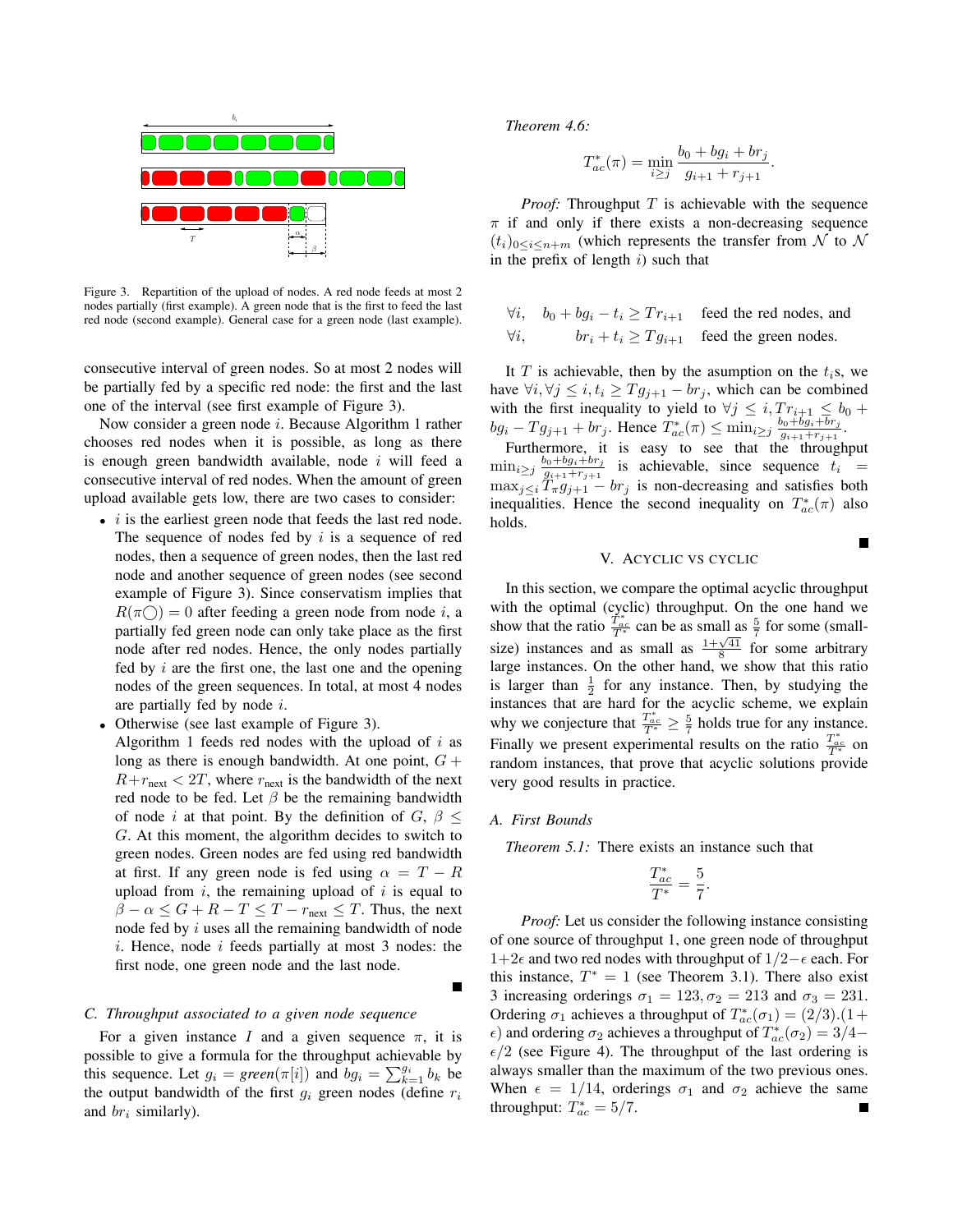Figure 3. Repartition of the upload of nodes. A red node feeds at most 2 nodes partially (first example). A green node that is the first to feed the last red node (second example). General case for a green node (last example).

consecutive interval of green nodes. So at most 2 nodes will be partially fed by a specific red node: the first and the last one of the interval (see first example of Figure 3).

Now consider a green node $i$. Because Algorithm 1 rather chooses red nodes when it is possible, as long as there is enough green bandwidth available, node $i$ will feed a consecutive interval of red nodes. When the amount of green upload available gets low, there are two cases to consider:

- $i$ is the earliest green node that feeds the last red node. The sequence of nodes fed by $i$ is a sequence of red nodes, then a sequence of green nodes, then the last red node and another sequence of green nodes (see second example of Figure 3). Since conservatism implies that $R(\pi\bigcirc) = 0$ after feeding a green node from node $i$, a partially fed green node can only take place as the first node after red nodes. Hence, the only nodes partially fed by $i$ are the first one, the last one and the opening nodes of the green sequences. In total, at most 4 nodes are partially fed by node $i$.
- Otherwise (see last example of Figure 3). Algorithm 1 feeds red nodes with the upload of $i$ as long as there is enough bandwidth. At one point, $G + R + r_{\text{next}} < 2T$, where $r_{\text{next}}$ is the bandwidth of the next red node to be fed. Let $\beta$ be the remaining bandwidth of node $i$ at that point. By the definition of $G$, $\beta \leq G$. At this moment, the algorithm decides to switch to green nodes. Green nodes are fed using red bandwidth at first. If any green node is fed using $\alpha = T - R$ upload from $i$, the remaining upload of $i$ is equal to $\beta - \alpha \leq G + R - T \leq T - r_{\text{next}} \leq T$. Thus, the next node fed by $i$ uses all the remaining bandwidth of node $i$. Hence, node $i$ feeds partially at most 3 nodes: the first node, one green node and the last node.

■

### C. Throughput associated to a given node sequence

For a given instance $I$ and a given sequence $\pi$, it is possible to give a formula for the throughput achievable by this sequence. Let $g_i = green(\pi[i])$ and $bg_i = \sum_{k=1}^{g_i} b_k$ be the output bandwidth of the first $g_i$ green nodes (define $r_i$ and $br_i$ similarly).

*Theorem 4.6:*

$$T^*_{ac}(\pi) = \min_{i \geq j} \frac{b_0 + bg_i + br_j}{g_{i+1} + r_{j+1}}.$$

*Proof:* Throughput $T$ is achievable with the sequence $\pi$ if and only if there exists a non-decreasing sequence $(t_i)_{0 \leq i \leq n+m}$ (which represents the transfer from $\mathcal{N}$ to $\mathcal{N}$ in the prefix of length $i$) such that

$$\begin{aligned} \forall i, \quad & b_0 + bg_i - t_i \geq Tr_{i+1} & \text{feed the red nodes, and} \\ \forall i, \quad & br_i + t_i \geq Tg_{i+1} & \text{feed the green nodes.} \end{aligned}$$

It $T$ is achievable, then by the asumption on the $t_i$s, we have $\forall i, \forall j \leq i, t_i \geq Tg_{j+1} - br_j$, which can be combined with the first inequality to yield to $\forall j \leq i, Tr_{i+1} \leq b_0 + bg_i - Tg_{j+1} + br_j$. Hence $T^*_{ac}(\pi) \leq \min_{i \geq j} \frac{b_0 + bg_i + br_j}{g_{i+1} + r_{j+1}}$.

Furthermore, it is easy to see that the throughput $\min_{i \geq j} \frac{b_0 + bg_i + br_j}{g_{i+1} + r_{j+1}}$ is achievable, since sequence $t_i = \max_{j \leq i} T_\pi g_{j+1} - br_j$ is non-decreasing and satisfies both inequalities. Hence the second inequality on $T^*_{ac}(\pi)$ also holds.

■

## V. Acyclic vs cyclic

In this section, we compare the optimal acyclic throughput with the optimal (cyclic) throughput. On the one hand we show that the ratio $\frac{T^*_{ac}}{T^*}$ can be as small as $\frac{5}{7}$ for some (small-size) instances and as small as $\frac{1+\sqrt{41}}{8}$ for some arbitrary large instances. On the other hand, we show that this ratio is larger than $\frac{1}{2}$ for any instance. Then, by studying the instances that are hard for the acyclic scheme, we explain why we conjecture that $\frac{T^*_{ac}}{T^*} \geq \frac{5}{7}$ holds true for any instance. Finally we present experimental results on the ratio $\frac{T^*_{ac}}{T^*}$ on random instances, that prove that acyclic solutions provide very good results in practice.

### A. First Bounds

*Theorem 5.1:* There exists an instance such that

$$\frac{T^*_{ac}}{T^*} = \frac{5}{7}.$$

*Proof:* Let us consider the following instance consisting of one source of throughput 1, one green node of throughput $1+2\epsilon$ and two red nodes with throughput of $1/2-\epsilon$ each. For this instance, $T^* = 1$ (see Theorem 3.1). There also exist 3 increasing orderings $\sigma_1 = 123, \sigma_2 = 213$ and $\sigma_3 = 231$. Ordering $\sigma_1$ achieves a throughput of $T^*_{ac}(\sigma_1) = (2/3).(1+\epsilon)$ and ordering $\sigma_2$ achieves a throughput of $T^*_{ac}(\sigma_2) = 3/4 - \epsilon/2$ (see Figure 4). The throughput of the last ordering is always smaller than the maximum of the two previous ones. When $\epsilon = 1/14$, orderings $\sigma_1$ and $\sigma_2$ achieve the same throughput: $T^*_{ac} = 5/7$.

■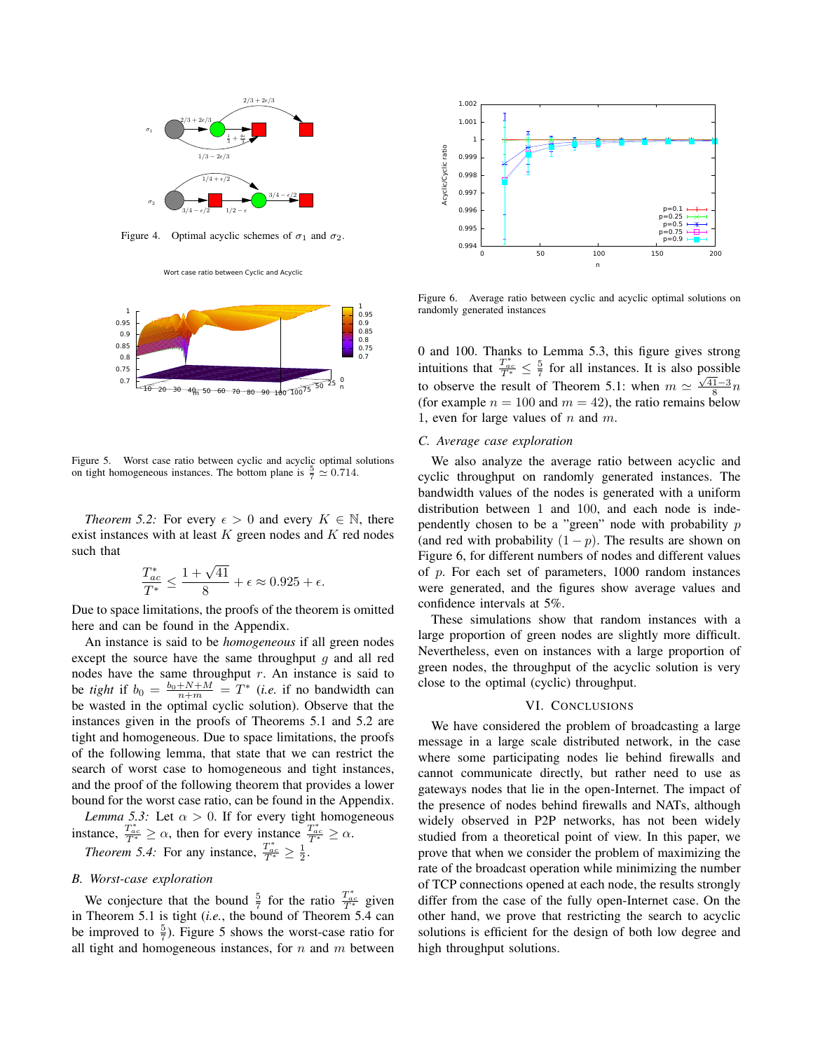Figure 4. Optimal acyclic schemes of $\sigma_1$ and $\sigma_2$.

Figure 5. Worst case ratio between cyclic and acyclic optimal solutions on tight homogeneous instances. The bottom plane is $\frac{5}{7} \simeq 0.714$.

*Theorem 5.2:* For every $\epsilon > 0$ and every $K \in \mathbb{N}$, there exist instances with at least $K$ green nodes and $K$ red nodes such that

$$\frac{T^*_{ac}}{T^*} \leq \frac{1+\sqrt{41}}{8} + \epsilon \approx 0.925 + \epsilon.$$

Due to space limitations, the proofs of the theorem is omitted here and can be found in the Appendix.

An instance is said to be *homogeneous* if all green nodes except the source have the same throughput $g$ and all red nodes have the same throughput $r$. An instance is said to be *tight* if $b_0 = \frac{b_0+N+M}{n+m} = T^*$ (*i.e.* if no bandwidth can be wasted in the optimal cyclic solution). Observe that the instances given in the proofs of Theorems 5.1 and 5.2 are tight and homogeneous. Due to space limitations, the proofs of the following lemma, that state that we can restrict the search of worst case to homogeneous and tight instances, and the proof of the following theorem that provides a lower bound for the worst case ratio, can be found in the Appendix.

*Lemma 5.3:* Let $\alpha > 0$. If for every tight homogeneous instance, $\frac{T^*_{ac}}{T^*} \geq \alpha$, then for every instance $\frac{T^*_{ac}}{T^*} \geq \alpha$.

*Theorem 5.4:* For any instance, $\frac{T^*_{ac}}{T^*} \geq \frac{1}{2}$.

### B. Worst-case exploration

We conjecture that the bound $\frac{5}{7}$ for the ratio $\frac{T^*_{ac}}{T^*}$ given in Theorem 5.1 is tight (*i.e.*, the bound of Theorem 5.4 can be improved to $\frac{5}{7}$). Figure 5 shows the worst-case ratio for all tight and homogeneous instances, for $n$ and $m$ between 0 and 100. Thanks to Lemma 5.3, this figure gives strong intuitions that $\frac{T^*_{ac}}{T^*} \leq \frac{5}{7}$ for all instances. It is also possible to observe the result of Theorem 5.1: when $m \simeq \frac{\sqrt{41}-3}{8}n$ (for example $n = 100$ and $m = 42$), the ratio remains below 1, even for large values of $n$ and $m$.

Figure 6. Average ratio between cyclic and acyclic optimal solutions on randomly generated instances

### C. Average case exploration

We also analyze the average ratio between acyclic and cyclic throughput on randomly generated instances. The bandwidth values of the nodes is generated with a uniform distribution between 1 and 100, and each node is independently chosen to be a "green" node with probability $p$ (and red with probability $(1-p)$. The results are shown on Figure 6, for different numbers of nodes and different values of $p$. For each set of parameters, 1000 random instances were generated, and the figures show average values and confidence intervals at 5%.

These simulations show that random instances with a large proportion of green nodes are slightly more difficult. Nevertheless, even on instances with a large proportion of green nodes, the throughput of the acyclic solution is very close to the optimal (cyclic) throughput.

## VI. Conclusions

We have considered the problem of broadcasting a large message in a large scale distributed network, in the case where some participating nodes lie behind firewalls and cannot communicate directly, but rather need to use as gateways nodes that lie in the open-Internet. The impact of the presence of nodes behind firewalls and NATs, although widely observed in P2P networks, has not been widely studied from a theoretical point of view. In this paper, we prove that when we consider the problem of maximizing the rate of the broadcast operation while minimizing the number of TCP connections opened at each node, the results strongly differ from the case of the fully open-Internet case. On the other hand, we prove that restricting the search to acyclic solutions is efficient for the design of both low degree and high throughput solutions.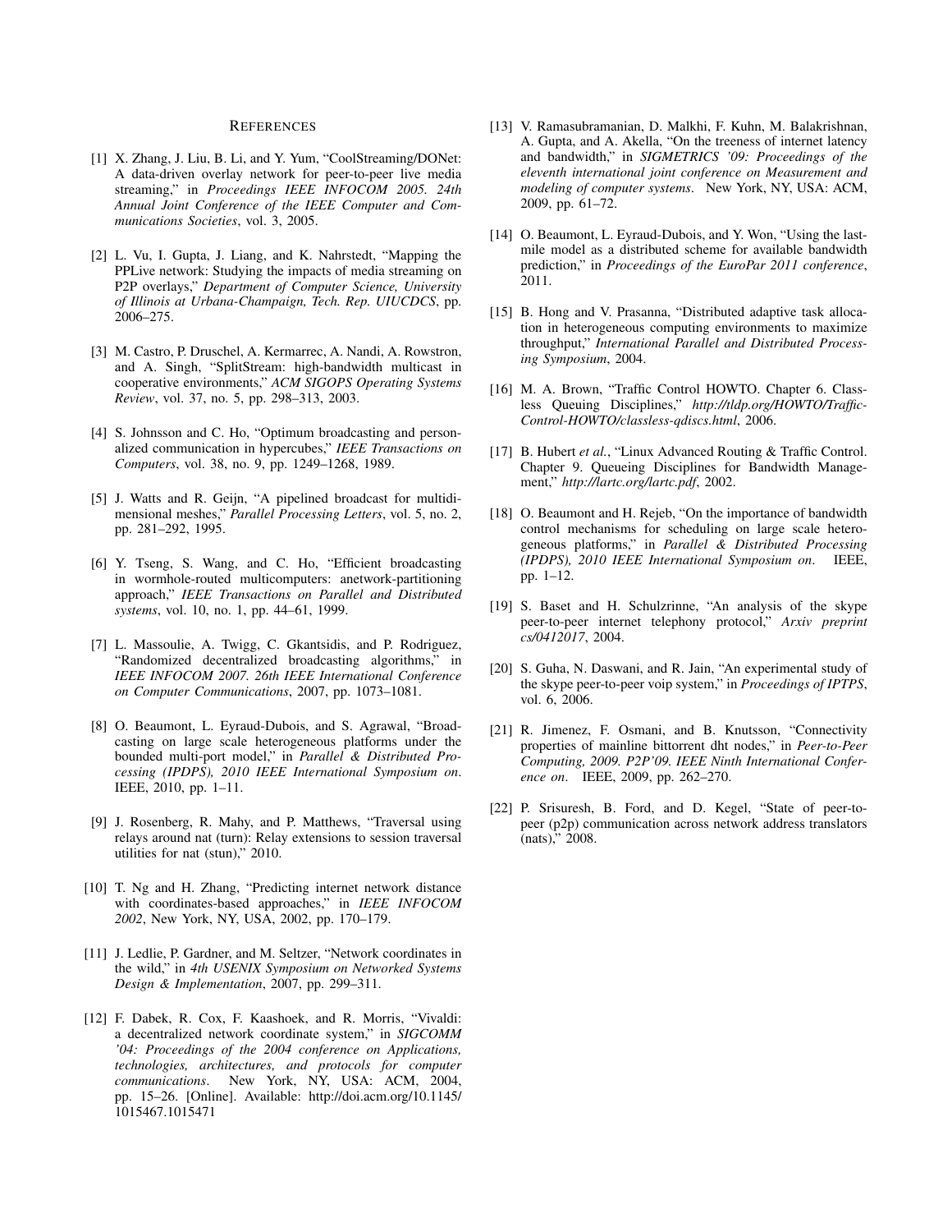## References

[1] X. Zhang, J. Liu, B. Li, and Y. Yum, "CoolStreaming/DONet: A data-driven overlay network for peer-to-peer live media streaming," in *Proceedings IEEE INFOCOM 2005. 24th Annual Joint Conference of the IEEE Computer and Communications Societies*, vol. 3, 2005.

[2] L. Vu, I. Gupta, J. Liang, and K. Nahrstedt, "Mapping the PPLive network: Studying the impacts of media streaming on P2P overlays," *Department of Computer Science, University of Illinois at Urbana-Champaign, Tech. Rep. UIUCDCS*, pp. 2006–275.

[3] M. Castro, P. Druschel, A. Kermarrec, A. Nandi, A. Rowstron, and A. Singh, "SplitStream: high-bandwidth multicast in cooperative environments," *ACM SIGOPS Operating Systems Review*, vol. 37, no. 5, pp. 298–313, 2003.

[4] S. Johnsson and C. Ho, "Optimum broadcasting and personalized communication in hypercubes," *IEEE Transactions on Computers*, vol. 38, no. 9, pp. 1249–1268, 1989.

[5] J. Watts and R. Geijn, "A pipelined broadcast for multidimensional meshes," *Parallel Processing Letters*, vol. 5, no. 2, pp. 281–292, 1995.

[6] Y. Tseng, S. Wang, and C. Ho, "Efficient broadcasting in wormhole-routed multicomputers: anetwork-partitioning approach," *IEEE Transactions on Parallel and Distributed systems*, vol. 10, no. 1, pp. 44–61, 1999.

[7] L. Massoulie, A. Twigg, C. Gkantsidis, and P. Rodriguez, "Randomized decentralized broadcasting algorithms," in *IEEE INFOCOM 2007. 26th IEEE International Conference on Computer Communications*, 2007, pp. 1073–1081.

[8] O. Beaumont, L. Eyraud-Dubois, and S. Agrawal, "Broadcasting on large scale heterogeneous platforms under the bounded multi-port model," in *Parallel & Distributed Processing (IPDPS), 2010 IEEE International Symposium on*. IEEE, 2010, pp. 1–11.

[9] J. Rosenberg, R. Mahy, and P. Matthews, "Traversal using relays around nat (turn): Relay extensions to session traversal utilities for nat (stun)," 2010.

[10] T. Ng and H. Zhang, "Predicting internet network distance with coordinates-based approaches," in *IEEE INFOCOM 2002*, New York, NY, USA, 2002, pp. 170–179.

[11] J. Ledlie, P. Gardner, and M. Seltzer, "Network coordinates in the wild," in *4th USENIX Symposium on Networked Systems Design & Implementation*, 2007, pp. 299–311.

[12] F. Dabek, R. Cox, F. Kaashoek, and R. Morris, "Vivaldi: a decentralized network coordinate system," in *SIGCOMM '04: Proceedings of the 2004 conference on Applications, technologies, architectures, and protocols for computer communications*. New York, NY, USA: ACM, 2004, pp. 15–26. [Online]. Available: http://doi.acm.org/10.1145/1015467.1015471

[13] V. Ramasubramanian, D. Malkhi, F. Kuhn, M. Balakrishnan, A. Gupta, and A. Akella, "On the treeness of internet latency and bandwidth," in *SIGMETRICS '09: Proceedings of the eleventh international joint conference on Measurement and modeling of computer systems*. New York, NY, USA: ACM, 2009, pp. 61–72.

[14] O. Beaumont, L. Eyraud-Dubois, and Y. Won, "Using the last-mile model as a distributed scheme for available bandwidth prediction," in *Proceedings of the EuroPar 2011 conference*, 2011.

[15] B. Hong and V. Prasanna, "Distributed adaptive task allocation in heterogeneous computing environments to maximize throughput," *International Parallel and Distributed Processing Symposium*, 2004.

[16] M. A. Brown, "Traffic Control HOWTO. Chapter 6. Classless Queuing Disciplines," *http://tldp.org/HOWTO/Traffic-Control-HOWTO/classless-qdiscs.html*, 2006.

[17] B. Hubert *et al.*, "Linux Advanced Routing & Traffic Control. Chapter 9. Queueing Disciplines for Bandwidth Management," *http://lartc.org/lartc.pdf*, 2002.

[18] O. Beaumont and H. Rejeb, "On the importance of bandwidth control mechanisms for scheduling on large scale heterogeneous platforms," in *Parallel & Distributed Processing (IPDPS), 2010 IEEE International Symposium on*. IEEE, pp. 1–12.

[19] S. Baset and H. Schulzrinne, "An analysis of the skype peer-to-peer internet telephony protocol," *Arxiv preprint cs/0412017*, 2004.

[20] S. Guha, N. Daswani, and R. Jain, "An experimental study of the skype peer-to-peer voip system," in *Proceedings of IPTPS*, vol. 6, 2006.

[21] R. Jimenez, F. Osmani, and B. Knutsson, "Connectivity properties of mainline bittorrent dht nodes," in *Peer-to-Peer Computing, 2009. P2P'09. IEEE Ninth International Conference on*. IEEE, 2009, pp. 262–270.

[22] P. Srisuresh, B. Ford, and D. Kegel, "State of peer-to-peer (p2p) communication across network address translators (nats)," 2008.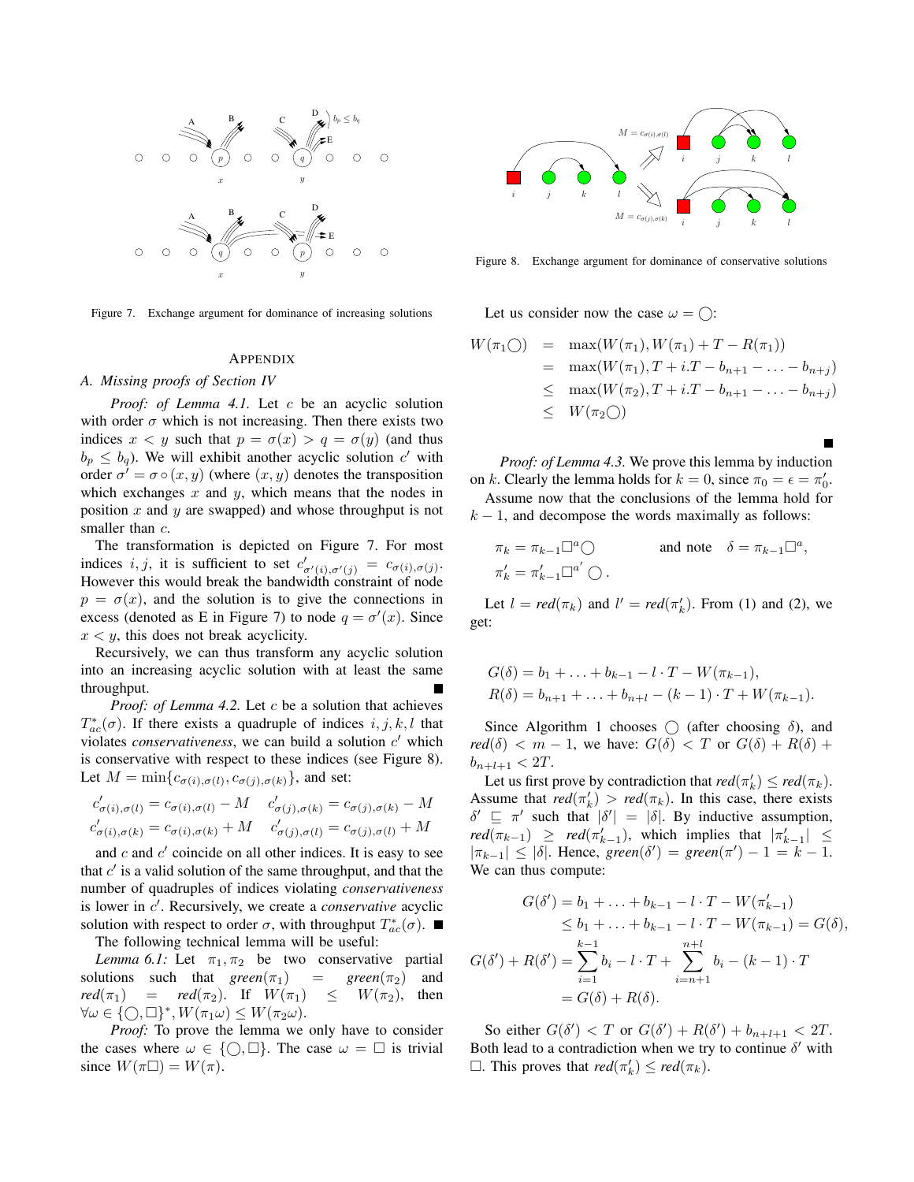Figure 7. Exchange argument for dominance of increasing solutions

Figure 8. Exchange argument for dominance of conservative solutions

## Appendix

### A. Missing proofs of Section IV

*Proof: of Lemma 4.1.* Let $c$ be an acyclic solution with order $\sigma$ which is not increasing. Then there exists two indices $x < y$ such that $p = \sigma(x) > q = \sigma(y)$ (and thus $b_p \leq b_q$). We will exhibit another acyclic solution $c'$ with order $\sigma' = \sigma \circ (x, y)$ (where $(x, y)$ denotes the transposition which exchanges $x$ and $y$, which means that the nodes in position $x$ and $y$ are swapped) and whose throughput is not smaller than $c$.

The transformation is depicted on Figure 7. For most indices $i, j$, it is sufficient to set $c'_{\sigma'(i),\sigma'(j)} = c_{\sigma(i),\sigma(j)}$. However this would break the bandwidth constraint of node $p = \sigma(x)$, and the solution is to give the connections in excess (denoted as E in Figure 7) to node $q = \sigma'(x)$. Since $x < y$, this does not break acyclicity.

Recursively, we can thus transform any acyclic solution into an increasing acyclic solution with at least the same throughput. ∎

*Proof: of Lemma 4.2.* Let $c$ be a solution that achieves $T^*_{ac}(\sigma)$. If there exists a quadruple of indices $i, j, k, l$ that violates *conservativeness*, we can build a solution $c'$ which is conservative with respect to these indices (see Figure 8). Let $M = \min\{c_{\sigma(i),\sigma(l)}, c_{\sigma(j),\sigma(k)}\}$, and set:

$$c'_{\sigma(i),\sigma(l)} = c_{\sigma(i),\sigma(l)} - M \quad c'_{\sigma(j),\sigma(k)} = c_{\sigma(j),\sigma(k)} - M$$
$$c'_{\sigma(i),\sigma(k)} = c_{\sigma(i),\sigma(k)} + M \quad c'_{\sigma(j),\sigma(l)} = c_{\sigma(j),\sigma(l)} + M$$

and $c$ and $c'$ coincide on all other indices. It is easy to see that $c'$ is a valid solution of the same throughput, and that the number of quadruples of indices violating *conservativeness* is lower in $c'$. Recursively, we create a *conservative* acyclic solution with respect to order $\sigma$, with throughput $T^*_{ac}(\sigma)$. ∎

The following technical lemma will be useful:

*Lemma 6.1:* Let $\pi_1, \pi_2$ be two conservative partial solutions such that $green(\pi_1) = green(\pi_2)$ and $red(\pi_1) = red(\pi_2)$. If $W(\pi_1) \leq W(\pi_2)$, then $\forall \omega \in \{\bigcirc, \square\}^*, W(\pi_1\omega) \leq W(\pi_2\omega)$.

*Proof:* To prove the lemma we only have to consider the cases where $\omega \in \{\bigcirc, \square\}$. The case $\omega = \square$ is trivial since $W(\pi\square) = W(\pi)$.

Let us consider now the case $\omega = \bigcirc$:

$$\begin{aligned}
W(\pi_1\bigcirc) &= \max(W(\pi_1), W(\pi_1) + T - R(\pi_1)) \\
&= \max(W(\pi_1), T + i.T - b_{n+1} - \ldots - b_{n+j}) \\
&\leq \max(W(\pi_2), T + i.T - b_{n+1} - \ldots - b_{n+j}) \\
&\leq W(\pi_2\bigcirc)
\end{aligned}$$

∎

*Proof: of Lemma 4.3.* We prove this lemma by induction on $k$. Clearly the lemma holds for $k = 0$, since $\pi_0 = \epsilon = \pi'_0$.

Assume now that the conclusions of the lemma hold for $k - 1$, and decompose the words maximally as follows:

$$\pi_k = \pi_{k-1}\square^a\bigcirc \qquad \text{and note} \quad \delta = \pi_{k-1}\square^a,$$
$$\pi'_k = \pi'_{k-1}\square^{a'}\bigcirc.$$

Let $l = red(\pi_k)$ and $l' = red(\pi'_k)$. From (1) and (2), we get:

$$G(\delta) = b_1 + \ldots + b_{k-1} - l \cdot T - W(\pi_{k-1}),$$
$$R(\delta) = b_{n+1} + \ldots + b_{n+l} - (k-1) \cdot T + W(\pi_{k-1}).$$

Since Algorithm 1 chooses $\bigcirc$ (after choosing $\delta$), and $red(\delta) < m - 1$, we have: $G(\delta) < T$ or $G(\delta) + R(\delta) + b_{n+l+1} < 2T$.

Let us first prove by contradiction that $red(\pi'_k) \leq red(\pi_k)$. Assume that $red(\pi'_k) > red(\pi_k)$. In this case, there exists $\delta' \sqsubseteq \pi'$ such that $|\delta'| = |\delta|$. By inductive assumption, $red(\pi_{k-1}) \geq red(\pi'_{k-1})$, which implies that $|\pi'_{k-1}| \leq |\pi_{k-1}| \leq |\delta|$. Hence, $green(\delta') = green(\pi') - 1 = k - 1$. We can thus compute:

$$\begin{aligned}
G(\delta') &= b_1 + \ldots + b_{k-1} - l \cdot T - W(\pi'_{k-1}) \\
&\leq b_1 + \ldots + b_{k-1} - l \cdot T - W(\pi_{k-1}) = G(\delta), \\
G(\delta') + R(\delta') &= \sum_{i=1}^{k-1} b_i - l \cdot T + \sum_{i=n+1}^{n+l} b_i - (k-1) \cdot T \\
&= G(\delta) + R(\delta).
\end{aligned}$$

So either $G(\delta') < T$ or $G(\delta') + R(\delta') + b_{n+l+1} < 2T$. Both lead to a contradiction when we try to continue $\delta'$ with $\square$. This proves that $red(\pi'_k) \leq red(\pi_k)$.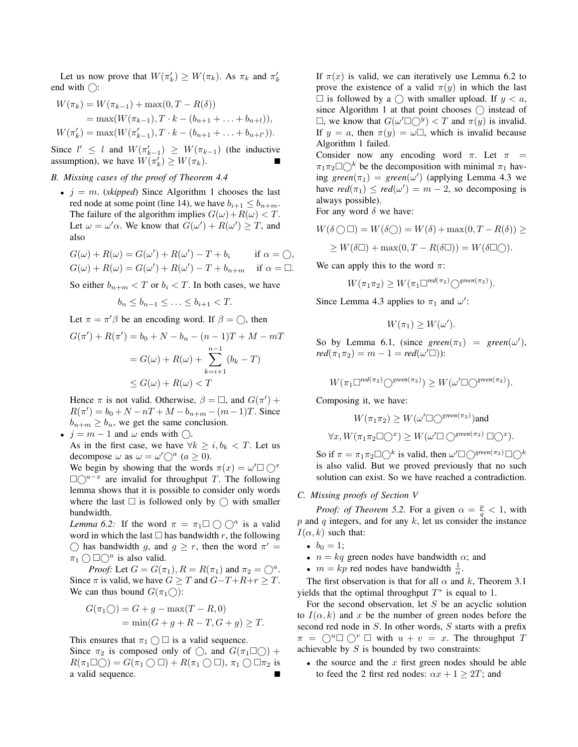Let us now prove that $W(\pi'_k) \geq W(\pi_k)$. As $\pi_k$ and $\pi'_k$ end with $\bigcirc$:

$$W(\pi_k) = W(\pi_{k-1}) + \max(0, T - R(\delta))$$
$$= \max(W(\pi_{k-1}), T \cdot k - (b_{n+1} + \ldots + b_{n+l})),$$
$$W(\pi'_k) = \max(W(\pi'_{k-1}), T \cdot k - (b_{n+1} + \ldots + b_{n+l'})).$$

Since $l' \leq l$ and $W(\pi'_{k-1}) \geq W(\pi_{k-1})$ (the inductive assumption), we have $W(\pi'_k) \geq W(\pi_k)$. ∎

### B. Missing cases of the proof of Theorem 4.4

- $j = m$. (*skipped*) Since Algorithm 1 chooses the last red node at some point (line 14), we have $b_{i+1} \leq b_{n+m}$. The failure of the algorithm implies $G(\omega) + R(\omega) < T$. Let $\omega = \omega'\alpha$. We know that $G(\omega') + R(\omega') \geq T$, and also

$$G(\omega) + R(\omega) = G(\omega') + R(\omega') - T + b_i \quad \text{if } \alpha = \bigcirc,$$
$$G(\omega) + R(\omega) = G(\omega') + R(\omega') - T + b_{n+m} \quad \text{if } \alpha = \square.$$

So either $b_{n+m} < T$ or $b_i < T$. In both cases, we have

$$b_n \leq b_{n-1} \leq \ldots \leq b_{i+1} < T.$$

Let $\pi = \pi'\beta$ be an encoding word. If $\beta = \bigcirc$, then

$$G(\pi') + R(\pi') = b_0 + N - b_n - (n-1)T + M - mT$$
$$= G(\omega) + R(\omega) + \sum_{k=i+1}^{n-1} (b_k - T)$$
$$\leq G(\omega) + R(\omega) < T$$

Hence $\pi$ is not valid. Otherwise, $\beta = \square$, and $G(\pi') + R(\pi') = b_0 + N - nT + M - b_{n+m} - (m-1)T$. Since $b_{n+m} \geq b_n$, we get the same conclusion.

- $j = m - 1$ and $\omega$ ends with $\bigcirc$.
As in the first case, we have $\forall k \geq i, b_k < T$. Let us decompose $\omega$ as $\omega = \omega'\bigcirc^a$ ($a \geq 0$).
We begin by showing that the words $\pi(x) = \omega'\square\bigcirc^x\square\bigcirc^{a-x}$ are invalid for throughput $T$. The following lemma shows that it is possible to consider only words where the last $\square$ is followed only by $\bigcirc$ with smaller bandwidth.
*Lemma 6.2:* If the word $\pi = \pi_1\square\bigcirc\bigcirc^a$ is a valid word in which the last $\square$ has bandwidth $r$, the following $\bigcirc$ has bandwidth $g$, and $g \geq r$, then the word $\pi' = \pi_1\bigcirc\square\bigcirc^a$ is also valid.
*Proof:* Let $G = G(\pi_1)$, $R = R(\pi_1)$ and $\pi_2 = \bigcirc^a$. Since $\pi$ is valid, we have $G \geq T$ and $G - T + R + r \geq T$. We can thus bound $G(\pi_1\bigcirc)$:

$$G(\pi_1\bigcirc) = G + g - \max(T - R, 0)$$
$$= \min(G + g + R - T, G + g) \geq T.$$

This ensures that $\pi_1\bigcirc\square$ is a valid sequence.
Since $\pi_2$ is composed only of $\bigcirc$, and $G(\pi_1\square\bigcirc) + R(\pi_1\square\bigcirc) = G(\pi_1\bigcirc\square) + R(\pi_1\bigcirc\square)$, $\pi_1\bigcirc\square\pi_2$ is a valid sequence. ∎

If $\pi(x)$ is valid, we can iteratively use Lemma 6.2 to prove the existence of a valid $\pi(y)$ in which the last $\square$ is followed by a $\bigcirc$ with smaller upload. If $y < a$, since Algorithm 1 at that point chooses $\bigcirc$ instead of $\square$, we know that $G(\omega'\square\bigcirc^y) < T$ and $\pi(y)$ is invalid. If $y = a$, then $\pi(y) = \omega\square$, which is invalid because Algorithm 1 failed.
Consider now any encoding word $\pi$. Let $\pi = \pi_1\pi_2\square\bigcirc^k$ be the decomposition with minimal $\pi_1$ having *green*$(\pi_1)$ = *green*$(\omega')$ (applying Lemma 4.3 we have *red*$(\pi_1) \leq$ *red*$(\omega') = m - 2$, so decomposing is always possible).
For any word $\delta$ we have:

$$W(\delta\bigcirc\square) = W(\delta\bigcirc) = W(\delta) + \max(0, T - R(\delta)) \geq$$
$$\geq W(\delta\square) + \max(0, T - R(\delta\square)) = W(\delta\square\bigcirc).$$

We can apply this to the word $\pi$:

$$W(\pi_1\pi_2) \geq W(\pi_1\square^{red(\pi_2)}\bigcirc^{green(\pi_2)}).$$

Since Lemma 4.3 applies to $\pi_1$ and $\omega'$:

$$W(\pi_1) \geq W(\omega').$$

So by Lemma 6.1, (since *green*$(\pi_1)$ = *green*$(\omega')$, *red*$(\pi_1\pi_2) = m - 1 =$ *red*$(\omega'\square)$):

$$W(\pi_1\square^{red(\pi_2)}\bigcirc^{green(\pi_2)}) \geq W(\omega'\square\bigcirc^{green(\pi_2)}).$$

Composing it, we have:

$$W(\pi_1\pi_2) \geq W(\omega'\square\bigcirc^{green(\pi_2)}) \text{and}$$
$$\forall x, W(\pi_1\pi_2\square\bigcirc^x) \geq W(\omega'\square\bigcirc^{green(\pi_2)}\square\bigcirc^x).$$

So if $\pi = \pi_1\pi_2\square\bigcirc^k$ is valid, then $\omega'\square\bigcirc^{green(\pi_2)}\square\bigcirc^k$ is also valid. But we proved previously that no such solution can exist. So we have reached a contradiction.

### C. Missing proofs of Section V

*Proof: of Theorem 5.2.* For a given $\alpha = \frac{p}{q} < 1$, with $p$ and $q$ integers, and for any $k$, let us consider the instance $I(\alpha, k)$ such that:

- $b_0 = 1$;
- $n = kq$ green nodes have bandwidth $\alpha$; and
- $m = kp$ red nodes have bandwidth $\frac{1}{\alpha}$.

The first observation is that for all $\alpha$ and $k$, Theorem 3.1 yields that the optimal throughput $T^*$ is equal to 1.

For the second observation, let $S$ be an acyclic solution to $I(\alpha, k)$ and $x$ be the number of green nodes before the second red node in $S$. In other words, $S$ starts with a prefix $\pi = \bigcirc^u\square\bigcirc^v\square$ with $u + v = x$. The throughput $T$ achievable by $S$ is bounded by two constraints:

- the source and the $x$ first green nodes should be able to feed the 2 first red nodes: $\alpha x + 1 \geq 2T$; and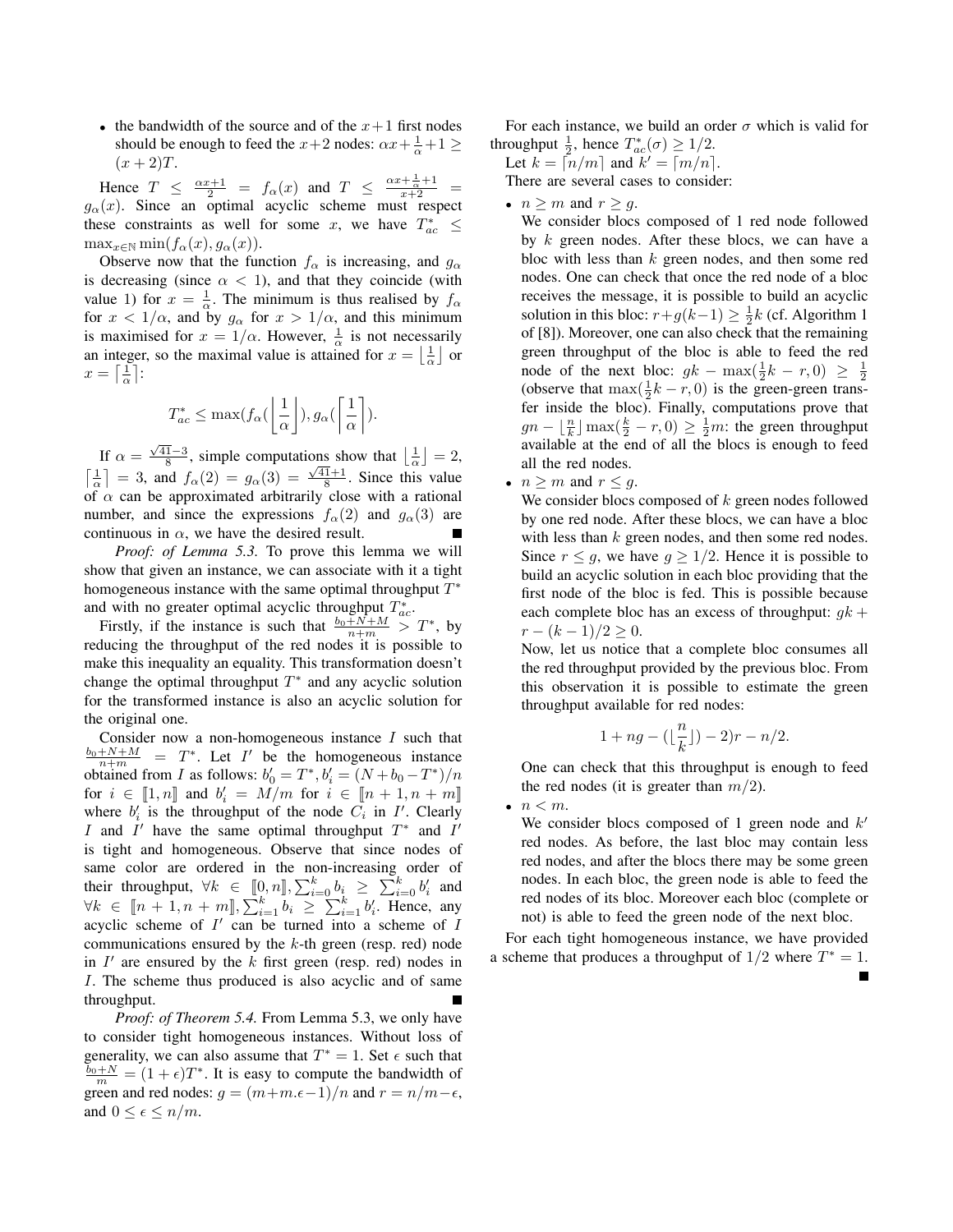- the bandwidth of the source and of the $x+1$ first nodes should be enough to feed the $x+2$ nodes: $\alpha x + \frac{1}{\alpha} + 1 \geq (x+2)T$.

Hence $T \leq \frac{\alpha x + 1}{2} = f_\alpha(x)$ and $T \leq \frac{\alpha x + \frac{1}{\alpha} + 1}{x+2} = g_\alpha(x)$. Since an optimal acyclic scheme must respect these constraints as well for some $x$, we have $T^*_{ac} \leq \max_{x \in \mathbb{N}} \min(f_\alpha(x), g_\alpha(x))$.

Observe now that the function $f_\alpha$ is increasing, and $g_\alpha$ is decreasing (since $\alpha < 1$), and that they coincide (with value 1) for $x = \frac{1}{\alpha}$. The minimum is thus realised by $f_\alpha$ for $x < 1/\alpha$, and by $g_\alpha$ for $x > 1/\alpha$, and this minimum is maximised for $x = 1/\alpha$. However, $\frac{1}{\alpha}$ is not necessarily an integer, so the maximal value is attained for $x = \left\lfloor \frac{1}{\alpha} \right\rfloor$ or $x = \left\lceil \frac{1}{\alpha} \right\rceil$:

$$T^*_{ac} \leq \max(f_\alpha(\left\lfloor \frac{1}{\alpha} \right\rfloor), g_\alpha(\left\lceil \frac{1}{\alpha} \right\rceil)).$$

If $\alpha = \frac{\sqrt{41}-3}{8}$, simple computations show that $\left\lfloor \frac{1}{\alpha} \right\rfloor = 2$, $\left\lceil \frac{1}{\alpha} \right\rceil = 3$, and $f_\alpha(2) = g_\alpha(3) = \frac{\sqrt{41}+1}{8}$. Since this value of $\alpha$ can be approximated arbitrarily close with a rational number, and since the expressions $f_\alpha(2)$ and $g_\alpha(3)$ are continuous in $\alpha$, we have the desired result. ■

*Proof: of Lemma 5.3.* To prove this lemma we will show that given an instance, we can associate with it a tight homogeneous instance with the same optimal throughput $T^*$ and with no greater optimal acyclic throughput $T^*_{ac}$.

Firstly, if the instance is such that $\frac{b_0+N+M}{n+m} > T^*$, by reducing the throughput of the red nodes it is possible to make this inequality an equality. This transformation doesn't change the optimal throughput $T^*$ and any acyclic solution for the transformed instance is also an acyclic solution for the original one.

Consider now a non-homogeneous instance $I$ such that $\frac{b_0+N+M}{n+m} = T^*$. Let $I'$ be the homogeneous instance obtained from $I$ as follows: $b'_0 = T^*, b'_i = (N + b_0 - T^*)/n$ for $i \in [\![1, n]\!]$ and $b'_i = M/m$ for $i \in [\![n+1, n+m]\!]$ where $b'_i$ is the throughput of the node $C_i$ in $I'$. Clearly $I$ and $I'$ have the same optimal throughput $T^*$ and $I'$ is tight and homogeneous. Observe that since nodes of same color are ordered in the non-increasing order of their throughput, $\forall k \in [\![0, n]\!], \sum_{i=0}^{k} b_i \geq \sum_{i=0}^{k} b'_i$ and $\forall k \in [\![n+1, n+m]\!], \sum_{i=1}^{k} b_i \geq \sum_{i=1}^{k} b'_i$. Hence, any acyclic scheme of $I'$ can be turned into a scheme of $I$ communications ensured by the $k$-th green (resp. red) node in $I'$ are ensured by the $k$ first green (resp. red) nodes in $I$. The scheme thus produced is also acyclic and of same throughput. ■

*Proof: of Theorem 5.4.* From Lemma 5.3, we only have to consider tight homogeneous instances. Without loss of generality, we can also assume that $T^* = 1$. Set $\epsilon$ such that $\frac{b_0+N}{m} = (1+\epsilon)T^*$. It is easy to compute the bandwidth of green and red nodes: $g = (m + m.\epsilon - 1)/n$ and $r = n/m - \epsilon$, and $0 \leq \epsilon \leq n/m$.

For each instance, we build an order $\sigma$ which is valid for throughput $\frac{1}{2}$, hence $T^*_{ac}(\sigma) \geq 1/2$.

Let $k = \lceil n/m \rceil$ and $k' = \lceil m/n \rceil$.

There are several cases to consider:

- $n \geq m$ and $r \geq g$.
  We consider blocs composed of 1 red node followed by $k$ green nodes. After these blocs, we can have a bloc with less than $k$ green nodes, and then some red nodes. One can check that once the red node of a bloc receives the message, it is possible to build an acyclic solution in this bloc: $r + g(k-1) \geq \frac{1}{2}k$ (cf. Algorithm 1 of [8]). Moreover, one can also check that the remaining green throughput of the bloc is able to feed the red node of the next bloc: $gk - \max(\frac{1}{2}k - r, 0) \geq \frac{1}{2}$ (observe that $\max(\frac{1}{2}k - r, 0)$ is the green-green transfer inside the bloc). Finally, computations prove that $gn - \lfloor \frac{n}{k} \rfloor \max(\frac{k}{2} - r, 0) \geq \frac{1}{2}m$: the green throughput available at the end of all the blocs is enough to feed all the red nodes.
- $n \geq m$ and $r \leq g$.
  We consider blocs composed of $k$ green nodes followed by one red node. After these blocs, we can have a bloc with less than $k$ green nodes, and then some red nodes. Since $r \leq g$, we have $g \geq 1/2$. Hence it is possible to build an acyclic solution in each bloc providing that the first node of the bloc is fed. This is possible because each complete bloc has an excess of throughput: $gk + r - (k-1)/2 \geq 0$.
  Now, let us notice that a complete bloc consumes all the red throughput provided by the previous bloc. From this observation it is possible to estimate the green throughput available for red nodes:
  $$1 + ng - (\lfloor \frac{n}{k} \rfloor) - 2)r - n/2.$$
  One can check that this throughput is enough to feed the red nodes (it is greater than $m/2$).
- $n < m$.
  We consider blocs composed of 1 green node and $k'$ red nodes. As before, the last bloc may contain less red nodes, and after the blocs there may be some green nodes. In each bloc, the green node is able to feed the red nodes of its bloc. Moreover each bloc (complete or not) is able to feed the green node of the next bloc.

For each tight homogeneous instance, we have provided a scheme that produces a throughput of $1/2$ where $T^* = 1$. ■